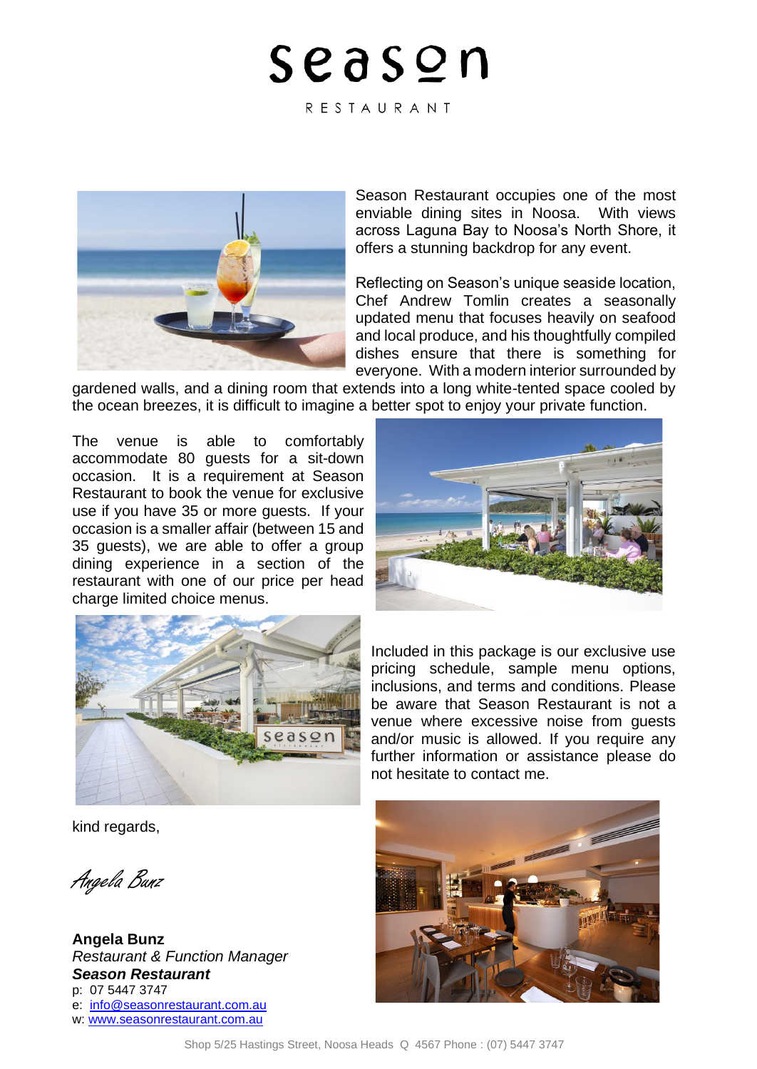# season

RESTAURANT

Season Restaurant occupies one of the most enviable dining sites in Noosa. With views across Laguna Bay to Noosa's North Shore, it offers a stunning backdrop for any event.

Reflecting on Season's unique seaside location, Chef Andrew Tomlin creates a seasonally updated menu that focuses heavily on seafood and local produce, and his thoughtfully compiled dishes ensure that there is something for everyone. With a modern interior surrounded by gardened walls, and a dining room that extends into a long white-tented space cooled by the ocean breezes, it is difficult to imagine a better spot to enjoy your private function.

The venue is able to comfortably accommodate 80 guests for a sit-down occasion. It is a requirement at Season Restaurant to book the venue for exclusive use if you have 35 or more guests. If your occasion is a smaller affair (between 15 and 35 guests), we are able to offer a group dining experience in a section of the restaurant with one of our price per head charge limited choice menus.

Included in this package is our exclusive use pricing schedule, sample menu options, inclusions, and terms and conditions. Please be aware that Season Restaurant is not a venue where excessive noise from guests and/or music is allowed. If you require any further information or assistance please do not hesitate to contact me.

kind regards,

*Angela Bunz*

**Angela Bunz**
*Restaurant & Function Manager*
***Season Restaurant***
p: 07 5447 3747
e: info@seasonrestaurant.com.au
w: www.seasonrestaurant.com.au

Shop 5/25 Hastings Street, Noosa Heads Q 4567 Phone : (07) 5447 3747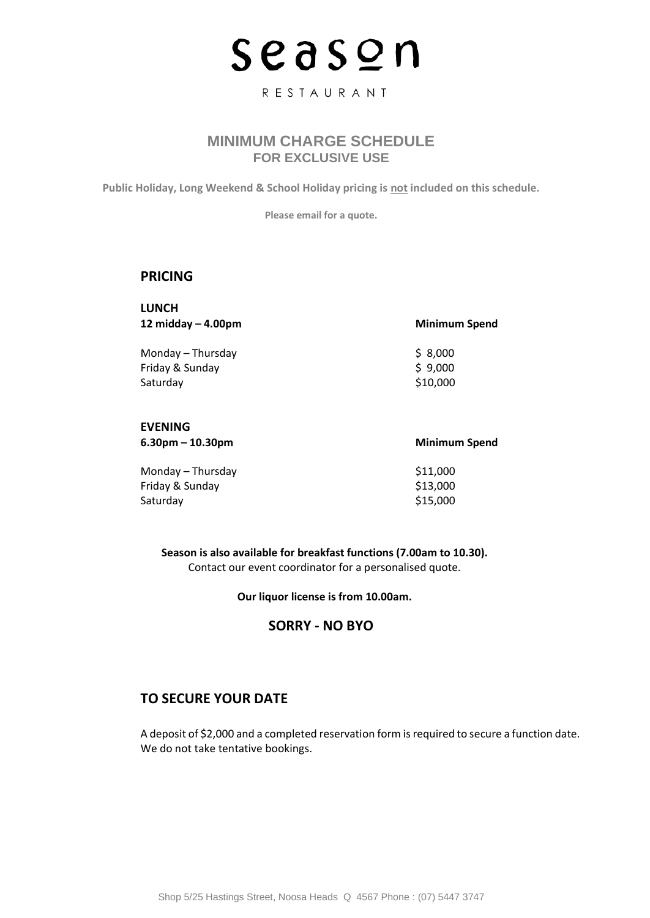# Season

RESTAURANT

## MINIMUM CHARGE SCHEDULE
### FOR EXCLUSIVE USE

**Public Holiday, Long Weekend & School Holiday pricing is not included on this schedule.**

**Please email for a quote.**

## PRICING

**LUNCH**

| 12 midday – 4.00pm | Minimum Spend |
|---|---|
| Monday – Thursday | $ 8,000 |
| Friday & Sunday | $ 9,000 |
| Saturday | $10,000 |

**EVENING**

| 6.30pm – 10.30pm | Minimum Spend |
|---|---|
| Monday – Thursday | $11,000 |
| Friday & Sunday | $13,000 |
| Saturday | $15,000 |

**Season is also available for breakfast functions (7.00am to 10.30).**
Contact our event coordinator for a personalised quote.

**Our liquor license is from 10.00am.**

### SORRY - NO BYO

## TO SECURE YOUR DATE

A deposit of $2,000 and a completed reservation form is required to secure a function date. We do not take tentative bookings.

Shop 5/25 Hastings Street, Noosa Heads Q 4567 Phone : (07) 5447 3747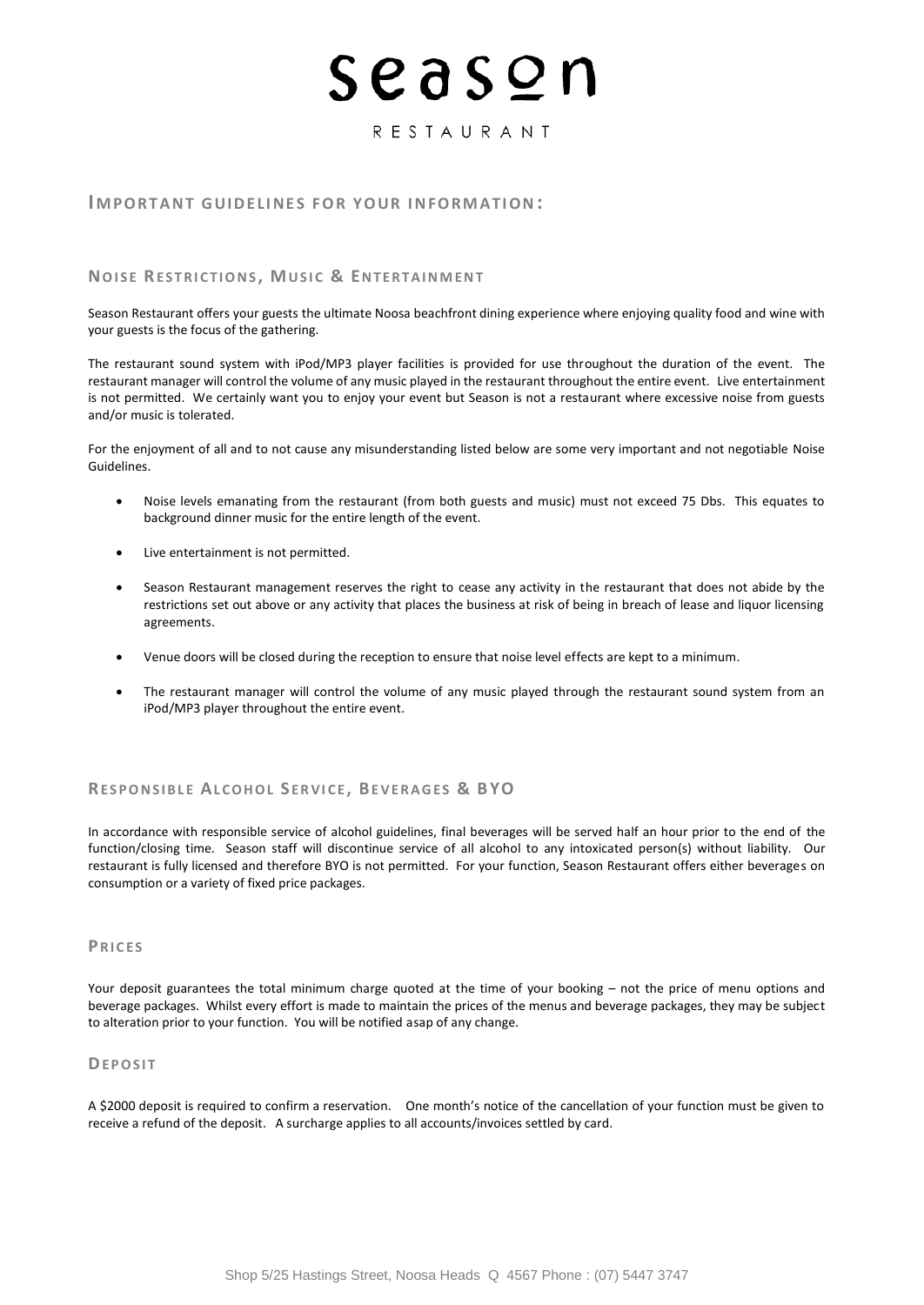# season

RESTAURANT

## Important guidelines for your information:

### Noise Restrictions, Music & Entertainment

Season Restaurant offers your guests the ultimate Noosa beachfront dining experience where enjoying quality food and wine with your guests is the focus of the gathering.

The restaurant sound system with iPod/MP3 player facilities is provided for use throughout the duration of the event. The restaurant manager will control the volume of any music played in the restaurant throughout the entire event. Live entertainment is not permitted. We certainly want you to enjoy your event but Season is not a restaurant where excessive noise from guests and/or music is tolerated.

For the enjoyment of all and to not cause any misunderstanding listed below are some very important and not negotiable Noise Guidelines.

- Noise levels emanating from the restaurant (from both guests and music) must not exceed 75 Dbs. This equates to background dinner music for the entire length of the event.
- Live entertainment is not permitted.
- Season Restaurant management reserves the right to cease any activity in the restaurant that does not abide by the restrictions set out above or any activity that places the business at risk of being in breach of lease and liquor licensing agreements.
- Venue doors will be closed during the reception to ensure that noise level effects are kept to a minimum.
- The restaurant manager will control the volume of any music played through the restaurant sound system from an iPod/MP3 player throughout the entire event.

### Responsible Alcohol Service, Beverages & BYO

In accordance with responsible service of alcohol guidelines, final beverages will be served half an hour prior to the end of the function/closing time. Season staff will discontinue service of all alcohol to any intoxicated person(s) without liability. Our restaurant is fully licensed and therefore BYO is not permitted. For your function, Season Restaurant offers either beverages on consumption or a variety of fixed price packages.

### Prices

Your deposit guarantees the total minimum charge quoted at the time of your booking – not the price of menu options and beverage packages. Whilst every effort is made to maintain the prices of the menus and beverage packages, they may be subject to alteration prior to your function. You will be notified asap of any change.

### Deposit

A $2000 deposit is required to confirm a reservation. One month's notice of the cancellation of your function must be given to receive a refund of the deposit. A surcharge applies to all accounts/invoices settled by card.

Shop 5/25 Hastings Street, Noosa Heads Q 4567 Phone : (07) 5447 3747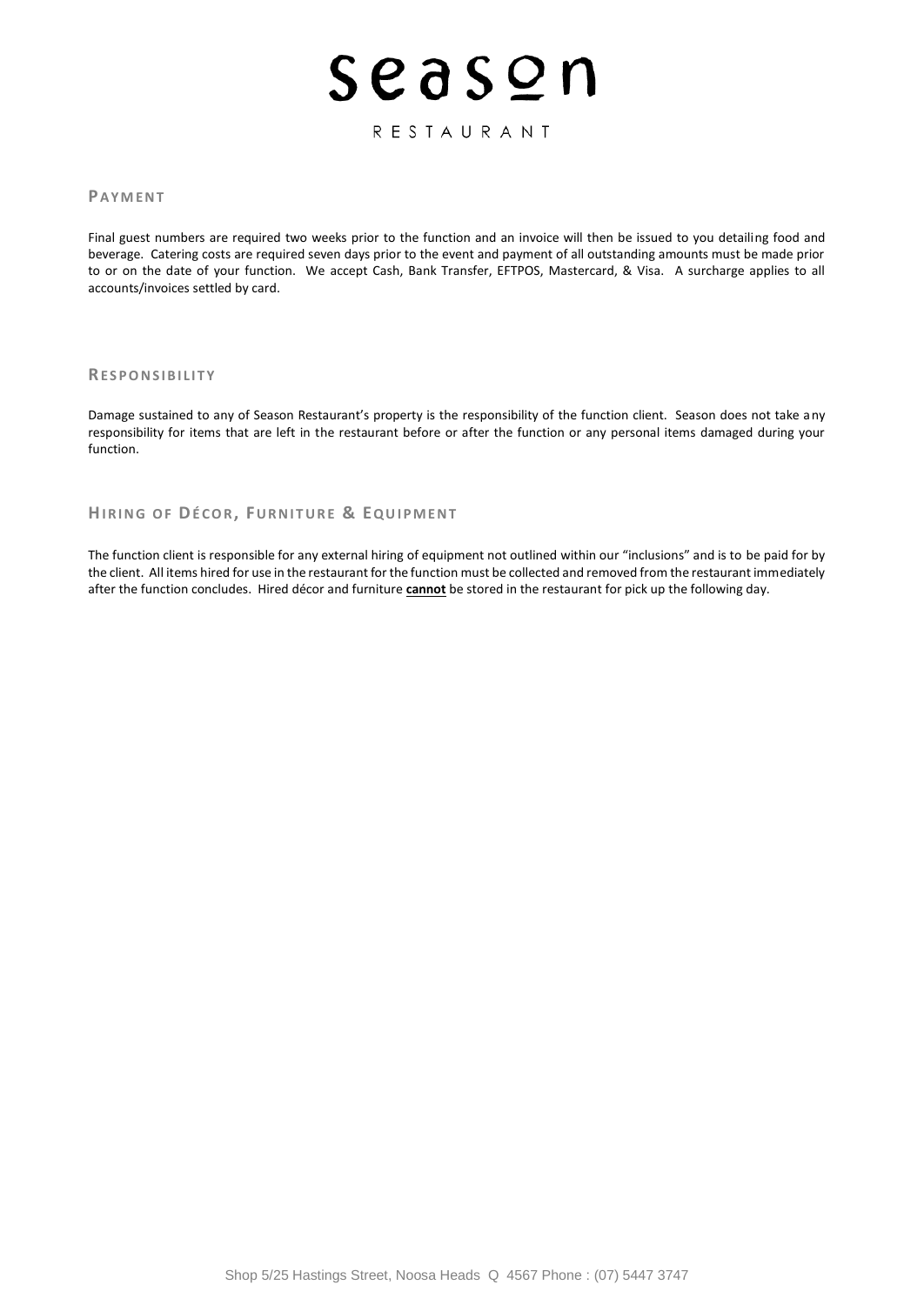# Season

RESTAURANT

## Payment

Final guest numbers are required two weeks prior to the function and an invoice will then be issued to you detailing food and beverage. Catering costs are required seven days prior to the event and payment of all outstanding amounts must be made prior to or on the date of your function. We accept Cash, Bank Transfer, EFTPOS, Mastercard, & Visa. A surcharge applies to all accounts/invoices settled by card.

## Responsibility

Damage sustained to any of Season Restaurant's property is the responsibility of the function client. Season does not take any responsibility for items that are left in the restaurant before or after the function or any personal items damaged during your function.

## Hiring of Décor, Furniture & Equipment

The function client is responsible for any external hiring of equipment not outlined within our "inclusions" and is to be paid for by the client. All items hired for use in the restaurant for the function must be collected and removed from the restaurant immediately after the function concludes. Hired décor and furniture **cannot** be stored in the restaurant for pick up the following day.

Shop 5/25 Hastings Street, Noosa Heads Q 4567 Phone : (07) 5447 3747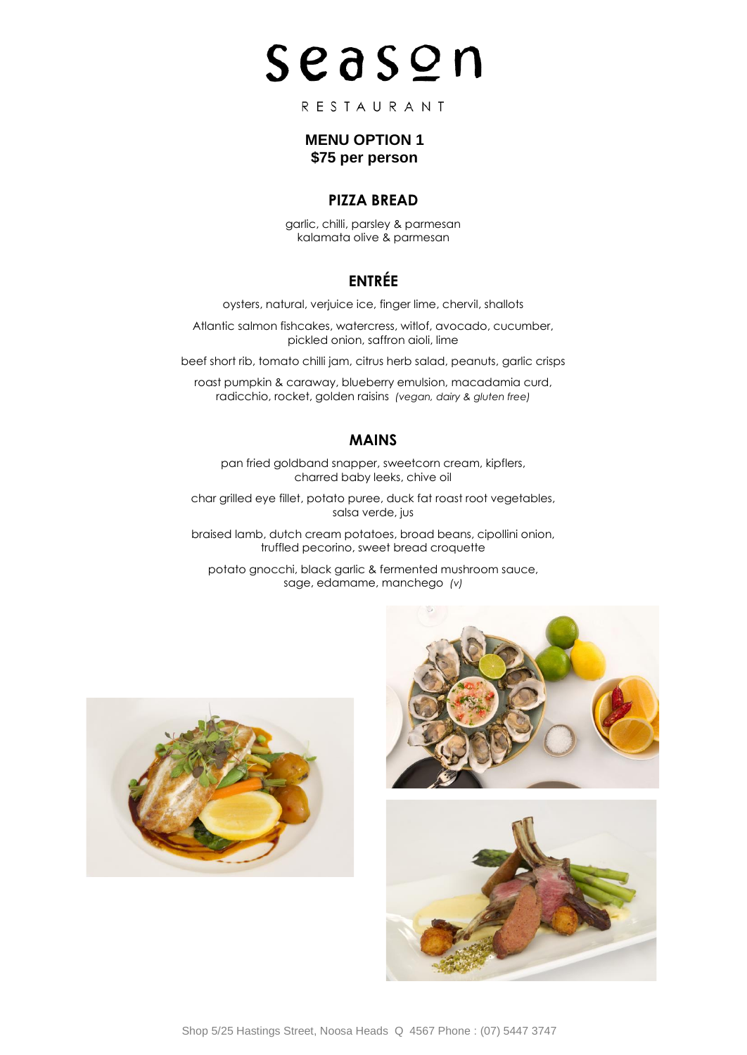# season

RESTAURANT

**MENU OPTION 1**
**$75 per person**

## PIZZA BREAD

garlic, chilli, parsley & parmesan
kalamata olive & parmesan

## ENTRÉE

oysters, natural, verjuice ice, finger lime, chervil, shallots

Atlantic salmon fishcakes, watercress, witlof, avocado, cucumber, pickled onion, saffron aioli, lime

beef short rib, tomato chilli jam, citrus herb salad, peanuts, garlic crisps

roast pumpkin & caraway, blueberry emulsion, macadamia curd, radicchio, rocket, golden raisins *(vegan, dairy & gluten free)*

## MAINS

pan fried goldband snapper, sweetcorn cream, kipflers, charred baby leeks, chive oil

char grilled eye fillet, potato puree, duck fat roast root vegetables, salsa verde, jus

braised lamb, dutch cream potatoes, broad beans, cipollini onion, truffled pecorino, sweet bread croquette

potato gnocchi, black garlic & fermented mushroom sauce, sage, edamame, manchego *(v)*

Shop 5/25 Hastings Street, Noosa Heads Q 4567 Phone : (07) 5447 3747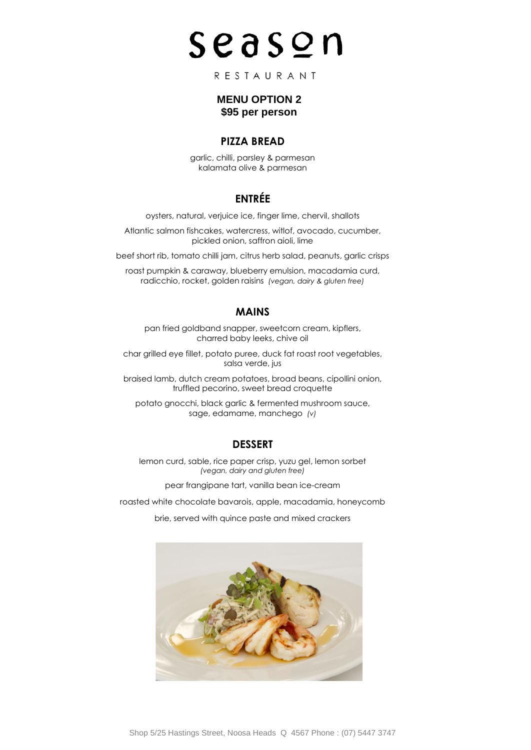# season

RESTAURANT

## MENU OPTION 2
## $95 per person

### PIZZA BREAD

garlic, chilli, parsley & parmesan
kalamata olive & parmesan

### ENTRÉE

oysters, natural, verjuice ice, finger lime, chervil, shallots

Atlantic salmon fishcakes, watercress, witlof, avocado, cucumber, pickled onion, saffron aioli, lime

beef short rib, tomato chilli jam, citrus herb salad, peanuts, garlic crisps

roast pumpkin & caraway, blueberry emulsion, macadamia curd, radicchio, rocket, golden raisins *(vegan, dairy & gluten free)*

### MAINS

pan fried goldband snapper, sweetcorn cream, kipflers, charred baby leeks, chive oil

char grilled eye fillet, potato puree, duck fat roast root vegetables, salsa verde, jus

braised lamb, dutch cream potatoes, broad beans, cipollini onion, truffled pecorino, sweet bread croquette

potato gnocchi, black garlic & fermented mushroom sauce, sage, edamame, manchego *(v)*

### DESSERT

lemon curd, sable, rice paper crisp, yuzu gel, lemon sorbet
*(vegan, dairy and gluten free)*

pear frangipane tart, vanilla bean ice-cream

roasted white chocolate bavarois, apple, macadamia, honeycomb

brie, served with quince paste and mixed crackers

Shop 5/25 Hastings Street, Noosa Heads Q 4567 Phone : (07) 5447 3747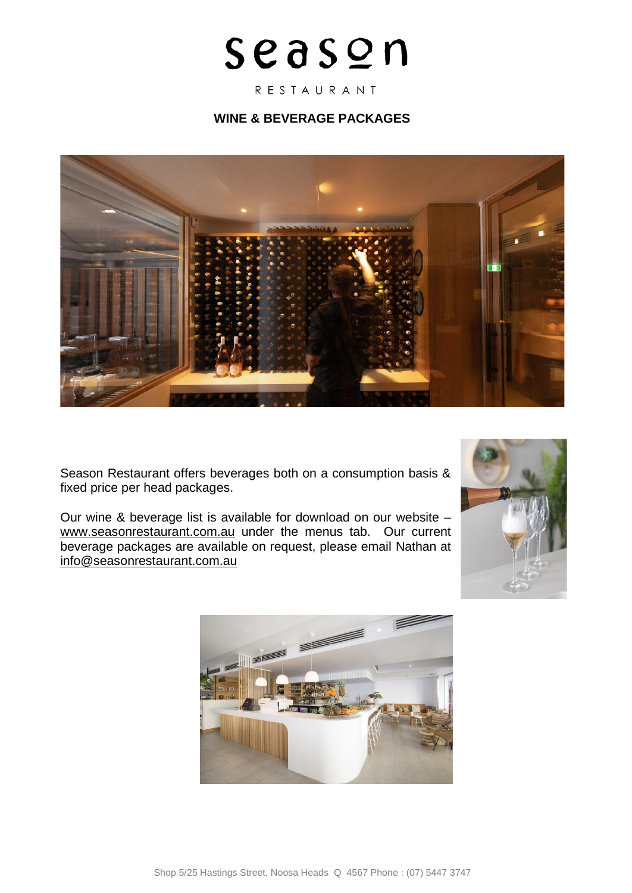# season

RESTAURANT

## WINE & BEVERAGE PACKAGES

Season Restaurant offers beverages both on a consumption basis & fixed price per head packages.

Our wine & beverage list is available for download on our website – www.seasonrestaurant.com.au under the menus tab. Our current beverage packages are available on request, please email Nathan at info@seasonrestaurant.com.au

Shop 5/25 Hastings Street, Noosa Heads Q 4567 Phone : (07) 5447 3747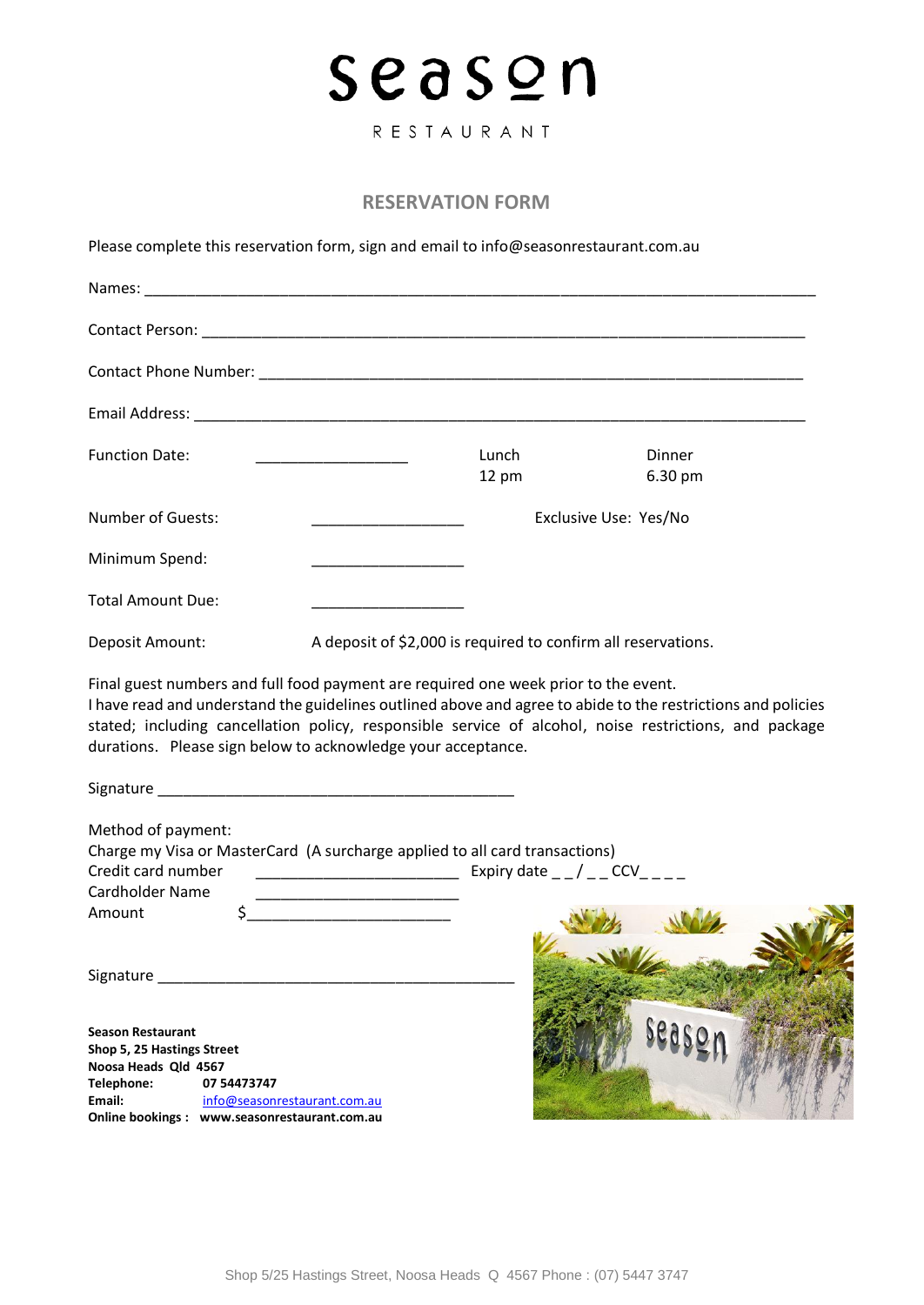# season

RESTAURANT

## RESERVATION FORM

Please complete this reservation form, sign and email to info@seasonrestaurant.com.au

Names: ______________________________________________________________________________

Contact Person: ____________________________________________________________________

Contact Phone Number: ______________________________________________________________

Email Address: _____________________________________________________________________

Function Date: __________________ Lunch 12 pm Dinner 6.30 pm

Number of Guests: __________________ Exclusive Use: Yes/No

Minimum Spend: __________________

Total Amount Due: __________________

Deposit Amount: A deposit of $2,000 is required to confirm all reservations.

Final guest numbers and full food payment are required one week prior to the event.
I have read and understand the guidelines outlined above and agree to abide to the restrictions and policies stated; including cancellation policy, responsible service of alcohol, noise restrictions, and package durations. Please sign below to acknowledge your acceptance.

Signature ___________________________________________

Method of payment:
Charge my Visa or MasterCard (A surcharge applied to all card transactions)
Credit card number ________________________ Expiry date _ _ / _ _ CCV_ _ _ _
Cardholder Name ________________________
Amount $________________________

Signature ___________________________________________

**Season Restaurant**
**Shop 5, 25 Hastings Street**
**Noosa Heads Qld 4567**
**Telephone: 07 54473747**
**Email:** info@seasonrestaurant.com.au
**Online bookings : www.seasonrestaurant.com.au**

Shop 5/25 Hastings Street, Noosa Heads Q 4567 Phone : (07) 5447 3747